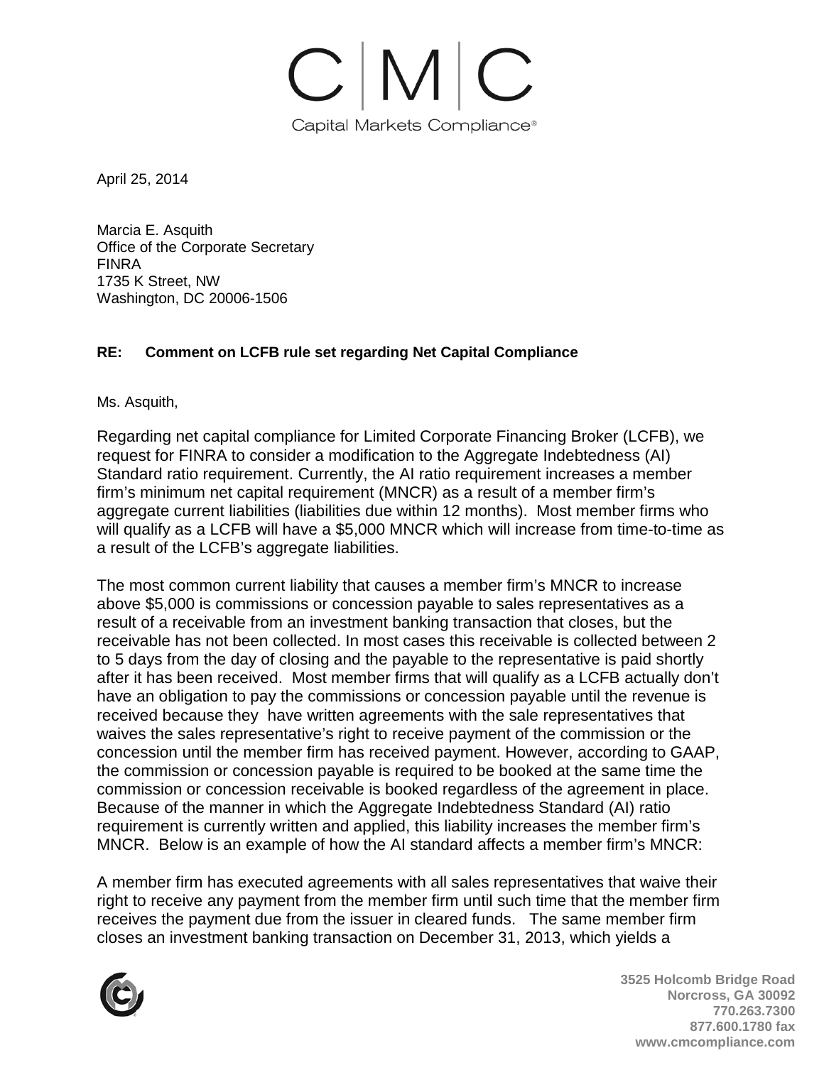C | M | C

Capital Markets Compliance®

April 25, 2014

Marcia E. Asquith
Office of the Corporate Secretary
FINRA
1735 K Street, NW
Washington, DC 20006-1506

**RE: Comment on LCFB rule set regarding Net Capital Compliance**

Ms. Asquith,

Regarding net capital compliance for Limited Corporate Financing Broker (LCFB), we request for FINRA to consider a modification to the Aggregate Indebtedness (AI) Standard ratio requirement. Currently, the AI ratio requirement increases a member firm's minimum net capital requirement (MNCR) as a result of a member firm's aggregate current liabilities (liabilities due within 12 months). Most member firms who will qualify as a LCFB will have a $5,000 MNCR which will increase from time-to-time as a result of the LCFB's aggregate liabilities.

The most common current liability that causes a member firm's MNCR to increase above $5,000 is commissions or concession payable to sales representatives as a result of a receivable from an investment banking transaction that closes, but the receivable has not been collected. In most cases this receivable is collected between 2 to 5 days from the day of closing and the payable to the representative is paid shortly after it has been received. Most member firms that will qualify as a LCFB actually don't have an obligation to pay the commissions or concession payable until the revenue is received because they have written agreements with the sale representatives that waives the sales representative's right to receive payment of the commission or the concession until the member firm has received payment. However, according to GAAP, the commission or concession payable is required to be booked at the same time the commission or concession receivable is booked regardless of the agreement in place. Because of the manner in which the Aggregate Indebtedness Standard (AI) ratio requirement is currently written and applied, this liability increases the member firm's MNCR. Below is an example of how the AI standard affects a member firm's MNCR:

A member firm has executed agreements with all sales representatives that waive their right to receive any payment from the member firm until such time that the member firm receives the payment due from the issuer in cleared funds. The same member firm closes an investment banking transaction on December 31, 2013, which yields a

3525 Holcomb Bridge Road
Norcross, GA 30092
770.263.7300
877.600.1780 fax
www.cmcompliance.com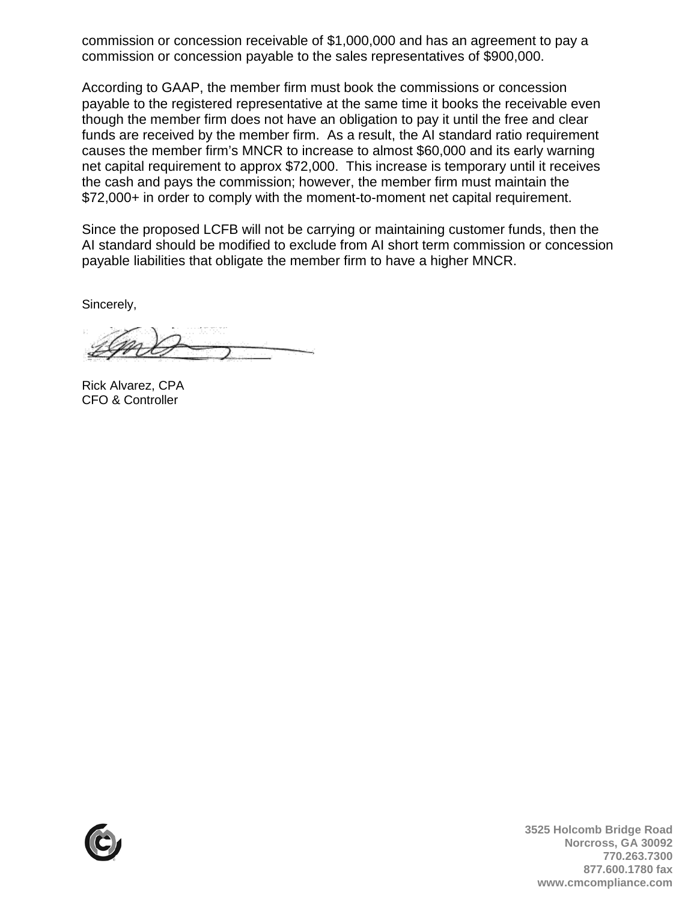commission or concession receivable of $1,000,000 and has an agreement to pay a commission or concession payable to the sales representatives of $900,000.

According to GAAP, the member firm must book the commissions or concession payable to the registered representative at the same time it books the receivable even though the member firm does not have an obligation to pay it until the free and clear funds are received by the member firm. As a result, the AI standard ratio requirement causes the member firm's MNCR to increase to almost $60,000 and its early warning net capital requirement to approx $72,000. This increase is temporary until it receives the cash and pays the commission; however, the member firm must maintain the $72,000+ in order to comply with the moment-to-moment net capital requirement.

Since the proposed LCFB will not be carrying or maintaining customer funds, then the AI standard should be modified to exclude from AI short term commission or concession payable liabilities that obligate the member firm to have a higher MNCR.

Sincerely,

Rick Alvarez, CPA
CFO & Controller

3525 Holcomb Bridge Road
Norcross, GA 30092
770.263.7300
877.600.1780 fax
www.cmcompliance.com